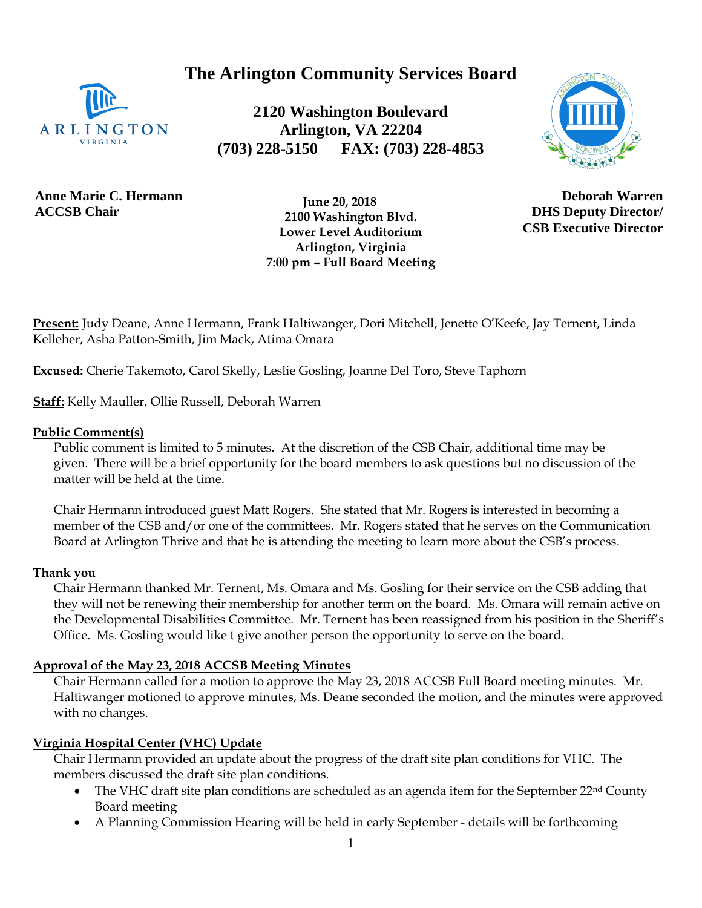# The Arlington Community Services Board

**2120 Washington Boulevard**
**Arlington, VA 22204**
**(703) 228-5150 FAX: (703) 228-4853**

**Anne Marie C. Hermann**
**ACCSB Chair**

**June 20, 2018**
**2100 Washington Blvd.**
**Lower Level Auditorium**
**Arlington, Virginia**
**7:00 pm – Full Board Meeting**

**Deborah Warren**
**DHS Deputy Director/**
**CSB Executive Director**

**Present:** Judy Deane, Anne Hermann, Frank Haltiwanger, Dori Mitchell, Jenette O'Keefe, Jay Ternent, Linda Kelleher, Asha Patton-Smith, Jim Mack, Atima Omara

**Excused:** Cherie Takemoto, Carol Skelly, Leslie Gosling, Joanne Del Toro, Steve Taphorn

**Staff:** Kelly Mauller, Ollie Russell, Deborah Warren

## Public Comment(s)

Public comment is limited to 5 minutes. At the discretion of the CSB Chair, additional time may be given. There will be a brief opportunity for the board members to ask questions but no discussion of the matter will be held at the time.

Chair Hermann introduced guest Matt Rogers. She stated that Mr. Rogers is interested in becoming a member of the CSB and/or one of the committees. Mr. Rogers stated that he serves on the Communication Board at Arlington Thrive and that he is attending the meeting to learn more about the CSB's process.

## Thank you

Chair Hermann thanked Mr. Ternent, Ms. Omara and Ms. Gosling for their service on the CSB adding that they will not be renewing their membership for another term on the board. Ms. Omara will remain active on the Developmental Disabilities Committee. Mr. Ternent has been reassigned from his position in the Sheriff's Office. Ms. Gosling would like t give another person the opportunity to serve on the board.

## Approval of the May 23, 2018 ACCSB Meeting Minutes

Chair Hermann called for a motion to approve the May 23, 2018 ACCSB Full Board meeting minutes. Mr. Haltiwanger motioned to approve minutes, Ms. Deane seconded the motion, and the minutes were approved with no changes.

## Virginia Hospital Center (VHC) Update

Chair Hermann provided an update about the progress of the draft site plan conditions for VHC. The members discussed the draft site plan conditions.

- The VHC draft site plan conditions are scheduled as an agenda item for the September 22nd County Board meeting
- A Planning Commission Hearing will be held in early September - details will be forthcoming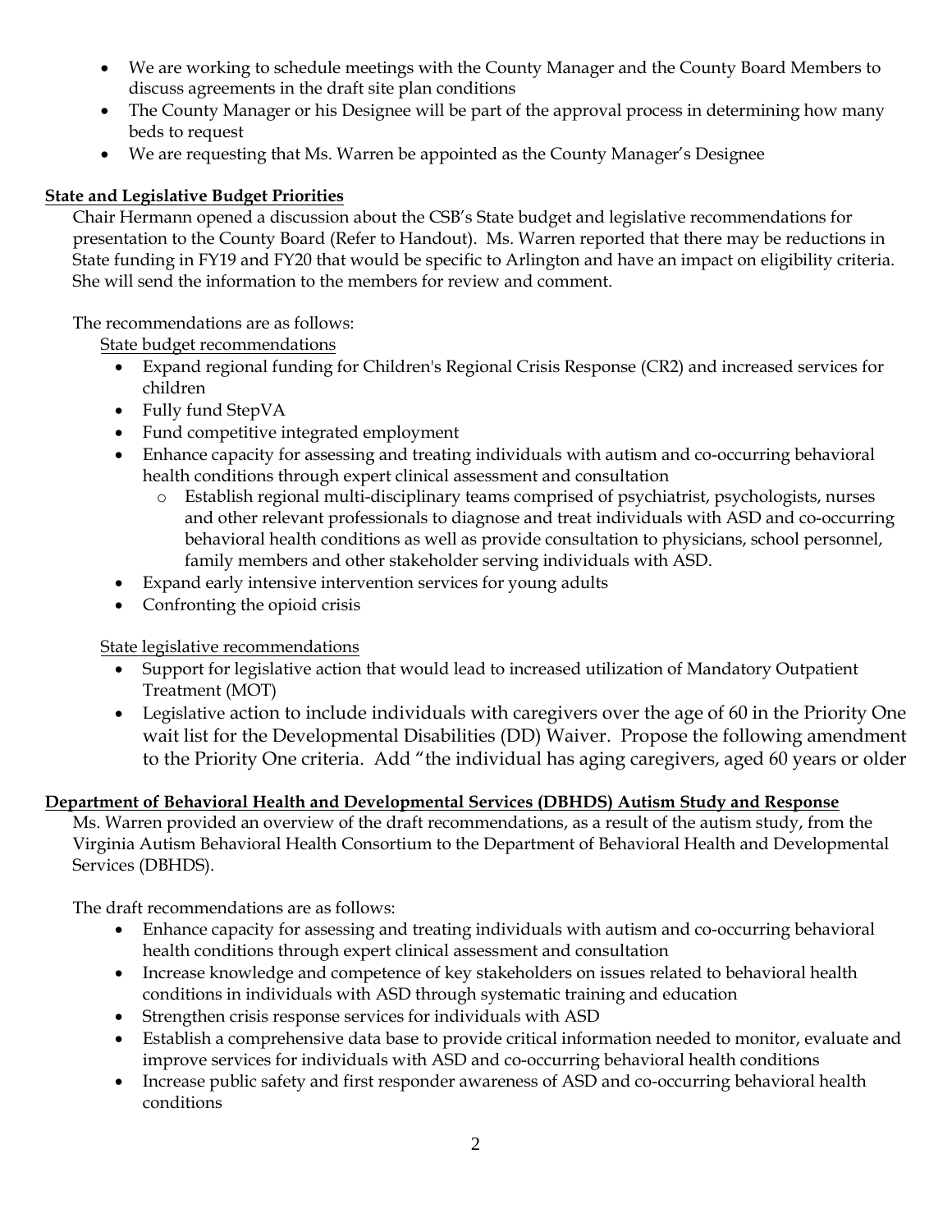- We are working to schedule meetings with the County Manager and the County Board Members to discuss agreements in the draft site plan conditions
- The County Manager or his Designee will be part of the approval process in determining how many beds to request
- We are requesting that Ms. Warren be appointed as the County Manager's Designee

**State and Legislative Budget Priorities**

Chair Hermann opened a discussion about the CSB's State budget and legislative recommendations for presentation to the County Board (Refer to Handout). Ms. Warren reported that there may be reductions in State funding in FY19 and FY20 that would be specific to Arlington and have an impact on eligibility criteria. She will send the information to the members for review and comment.

The recommendations are as follows:

State budget recommendations

- Expand regional funding for Children's Regional Crisis Response (CR2) and increased services for children
- Fully fund StepVA
- Fund competitive integrated employment
- Enhance capacity for assessing and treating individuals with autism and co-occurring behavioral health conditions through expert clinical assessment and consultation
  - Establish regional multi-disciplinary teams comprised of psychiatrist, psychologists, nurses and other relevant professionals to diagnose and treat individuals with ASD and co-occurring behavioral health conditions as well as provide consultation to physicians, school personnel, family members and other stakeholder serving individuals with ASD.
- Expand early intensive intervention services for young adults
- Confronting the opioid crisis

State legislative recommendations

- Support for legislative action that would lead to increased utilization of Mandatory Outpatient Treatment (MOT)
- Legislative action to include individuals with caregivers over the age of 60 in the Priority One wait list for the Developmental Disabilities (DD) Waiver. Propose the following amendment to the Priority One criteria. Add "the individual has aging caregivers, aged 60 years or older

**Department of Behavioral Health and Developmental Services (DBHDS) Autism Study and Response**

Ms. Warren provided an overview of the draft recommendations, as a result of the autism study, from the Virginia Autism Behavioral Health Consortium to the Department of Behavioral Health and Developmental Services (DBHDS).

The draft recommendations are as follows:

- Enhance capacity for assessing and treating individuals with autism and co-occurring behavioral health conditions through expert clinical assessment and consultation
- Increase knowledge and competence of key stakeholders on issues related to behavioral health conditions in individuals with ASD through systematic training and education
- Strengthen crisis response services for individuals with ASD
- Establish a comprehensive data base to provide critical information needed to monitor, evaluate and improve services for individuals with ASD and co-occurring behavioral health conditions
- Increase public safety and first responder awareness of ASD and co-occurring behavioral health conditions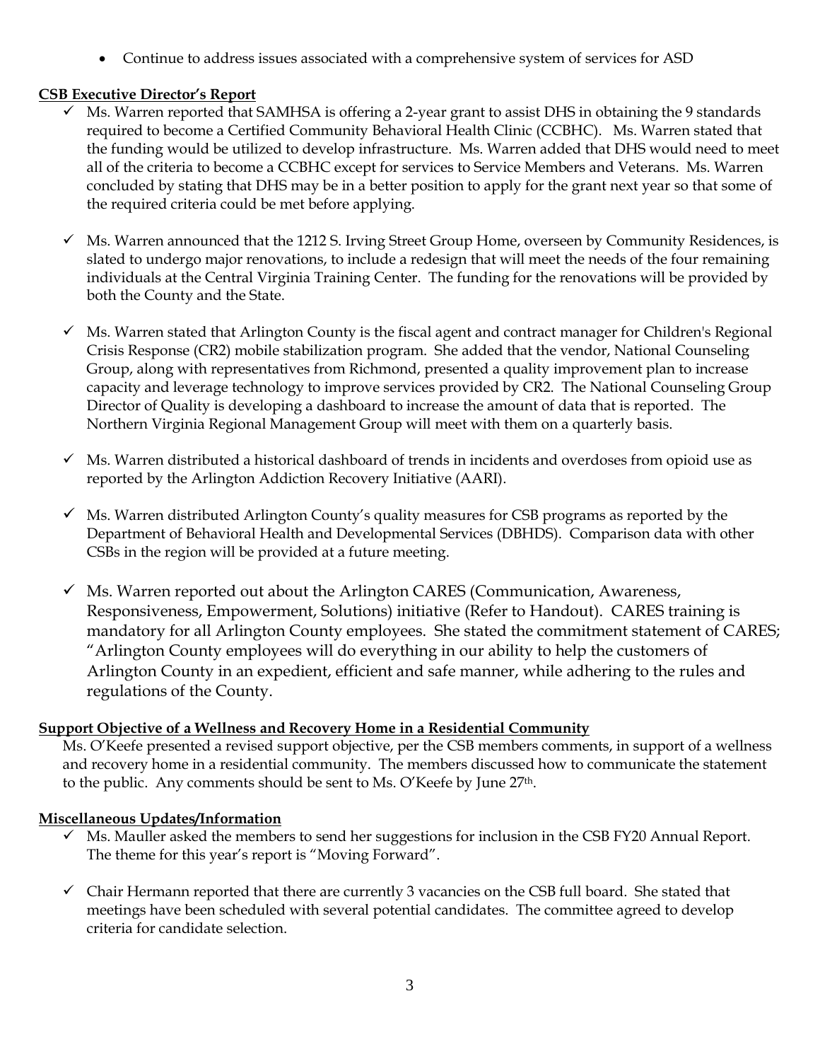- Continue to address issues associated with a comprehensive system of services for ASD

**CSB Executive Director's Report**

- ✓ Ms. Warren reported that SAMHSA is offering a 2-year grant to assist DHS in obtaining the 9 standards required to become a Certified Community Behavioral Health Clinic (CCBHC). Ms. Warren stated that the funding would be utilized to develop infrastructure. Ms. Warren added that DHS would need to meet all of the criteria to become a CCBHC except for services to Service Members and Veterans. Ms. Warren concluded by stating that DHS may be in a better position to apply for the grant next year so that some of the required criteria could be met before applying.

- ✓ Ms. Warren announced that the 1212 S. Irving Street Group Home, overseen by Community Residences, is slated to undergo major renovations, to include a redesign that will meet the needs of the four remaining individuals at the Central Virginia Training Center. The funding for the renovations will be provided by both the County and the State.

- ✓ Ms. Warren stated that Arlington County is the fiscal agent and contract manager for Children's Regional Crisis Response (CR2) mobile stabilization program. She added that the vendor, National Counseling Group, along with representatives from Richmond, presented a quality improvement plan to increase capacity and leverage technology to improve services provided by CR2. The National Counseling Group Director of Quality is developing a dashboard to increase the amount of data that is reported. The Northern Virginia Regional Management Group will meet with them on a quarterly basis.

- ✓ Ms. Warren distributed a historical dashboard of trends in incidents and overdoses from opioid use as reported by the Arlington Addiction Recovery Initiative (AARI).

- ✓ Ms. Warren distributed Arlington County's quality measures for CSB programs as reported by the Department of Behavioral Health and Developmental Services (DBHDS). Comparison data with other CSBs in the region will be provided at a future meeting.

- ✓ Ms. Warren reported out about the Arlington CARES (Communication, Awareness, Responsiveness, Empowerment, Solutions) initiative (Refer to Handout). CARES training is mandatory for all Arlington County employees. She stated the commitment statement of CARES; "Arlington County employees will do everything in our ability to help the customers of Arlington County in an expedient, efficient and safe manner, while adhering to the rules and regulations of the County.

**Support Objective of a Wellness and Recovery Home in a Residential Community**

Ms. O'Keefe presented a revised support objective, per the CSB members comments, in support of a wellness and recovery home in a residential community. The members discussed how to communicate the statement to the public. Any comments should be sent to Ms. O'Keefe by June 27th.

**Miscellaneous Updates/Information**

- ✓ Ms. Mauller asked the members to send her suggestions for inclusion in the CSB FY20 Annual Report. The theme for this year's report is "Moving Forward".

- ✓ Chair Hermann reported that there are currently 3 vacancies on the CSB full board. She stated that meetings have been scheduled with several potential candidates. The committee agreed to develop criteria for candidate selection.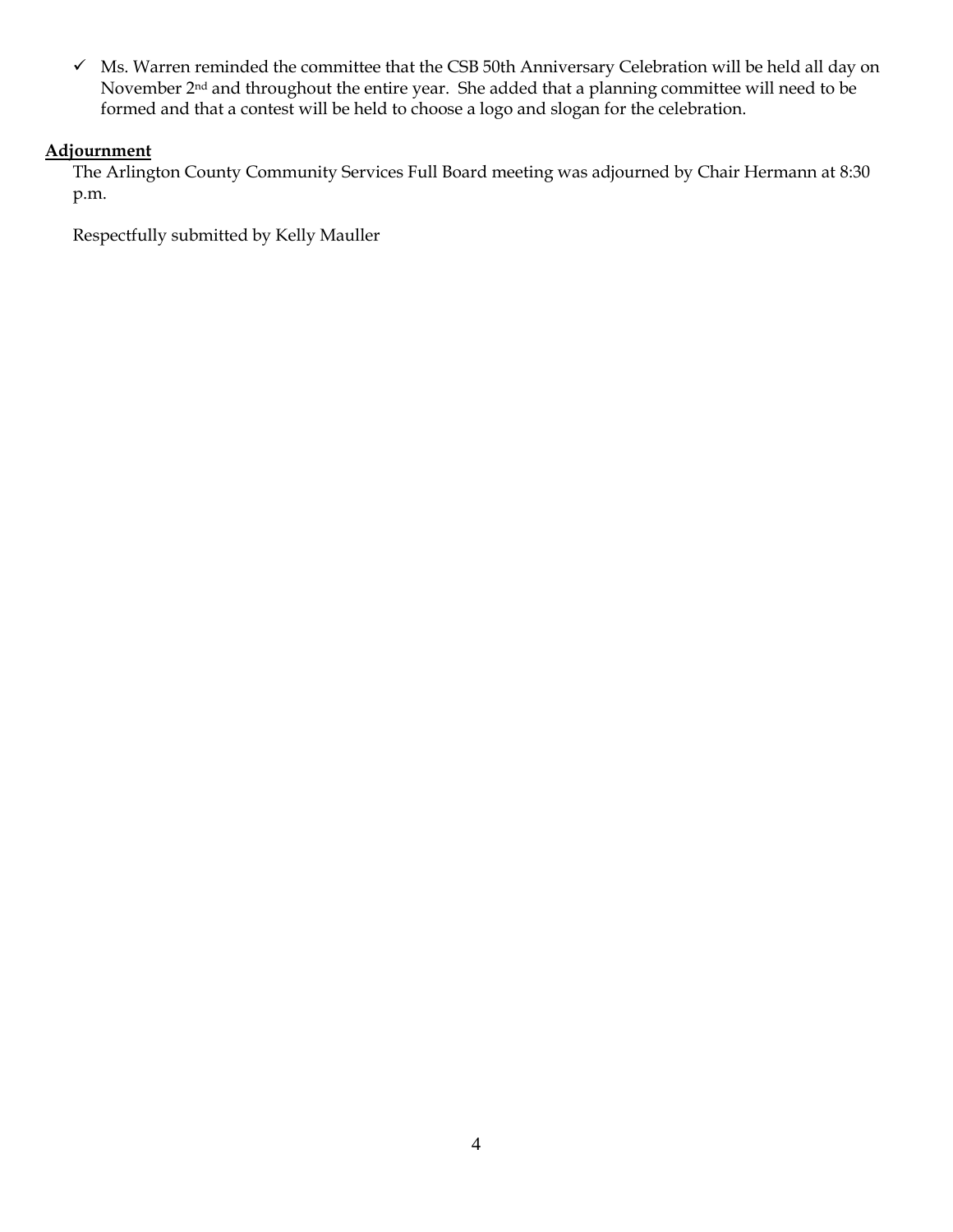- ✓ Ms. Warren reminded the committee that the CSB 50th Anniversary Celebration will be held all day on November 2nd and throughout the entire year. She added that a planning committee will need to be formed and that a contest will be held to choose a logo and slogan for the celebration.

**Adjournment**

The Arlington County Community Services Full Board meeting was adjourned by Chair Hermann at 8:30 p.m.

Respectfully submitted by Kelly Mauller